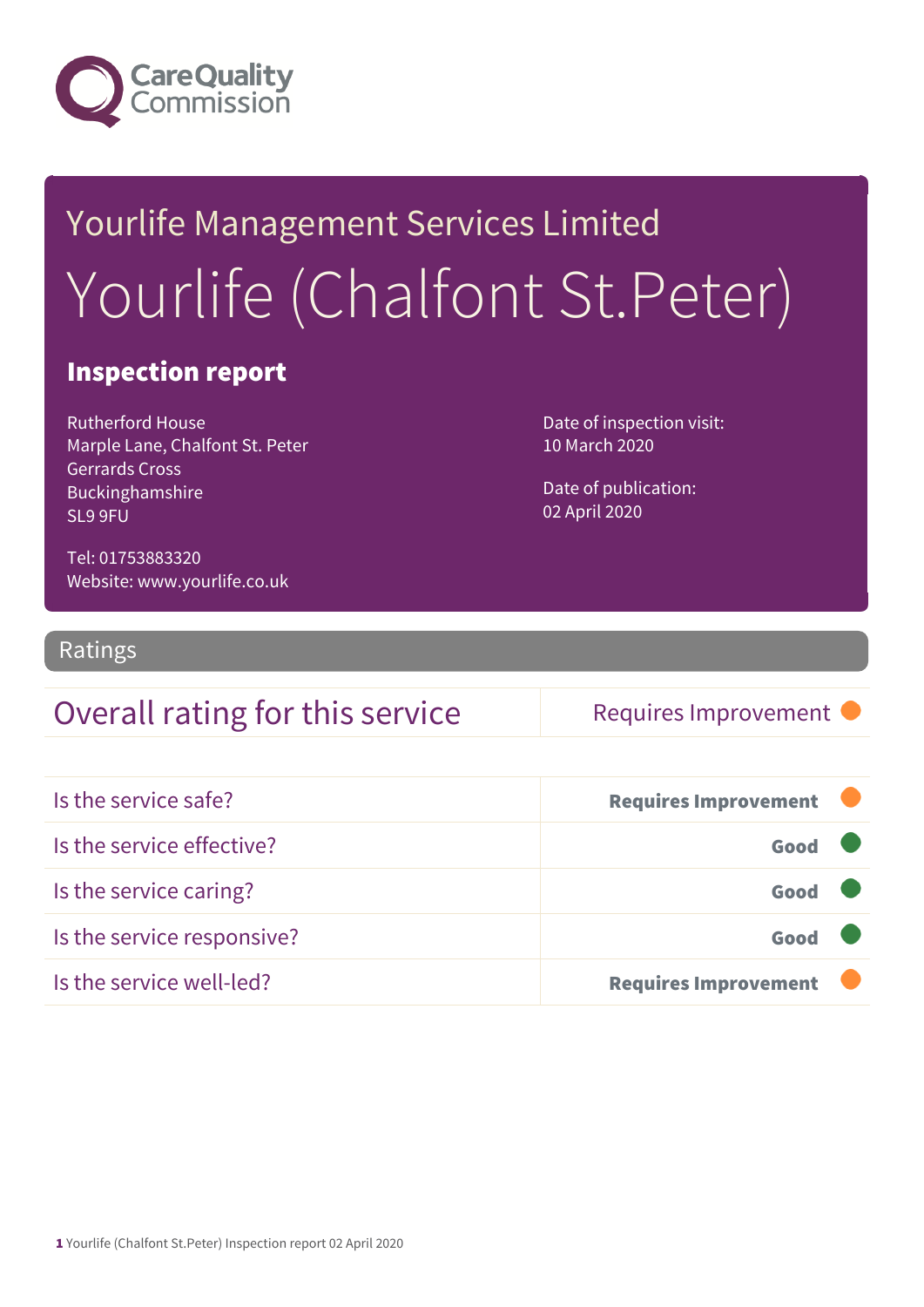Care Quality Commission

# Yourlife Management Services Limited

# Yourlife (Chalfont St.Peter)

## Inspection report

Rutherford House
Marple Lane, Chalfont St. Peter
Gerrards Cross
Buckinghamshire
SL9 9FU

Tel: 01753883320
Website: www.yourlife.co.uk

Date of inspection visit:
10 March 2020

Date of publication:
02 April 2020

## Ratings

| Overall rating for this service | Requires Improvement |
|---|---|

| | |
|---|---|
| Is the service safe? | **Requires Improvement** |
| Is the service effective? | **Good** |
| Is the service caring? | **Good** |
| Is the service responsive? | **Good** |
| Is the service well-led? | **Requires Improvement** |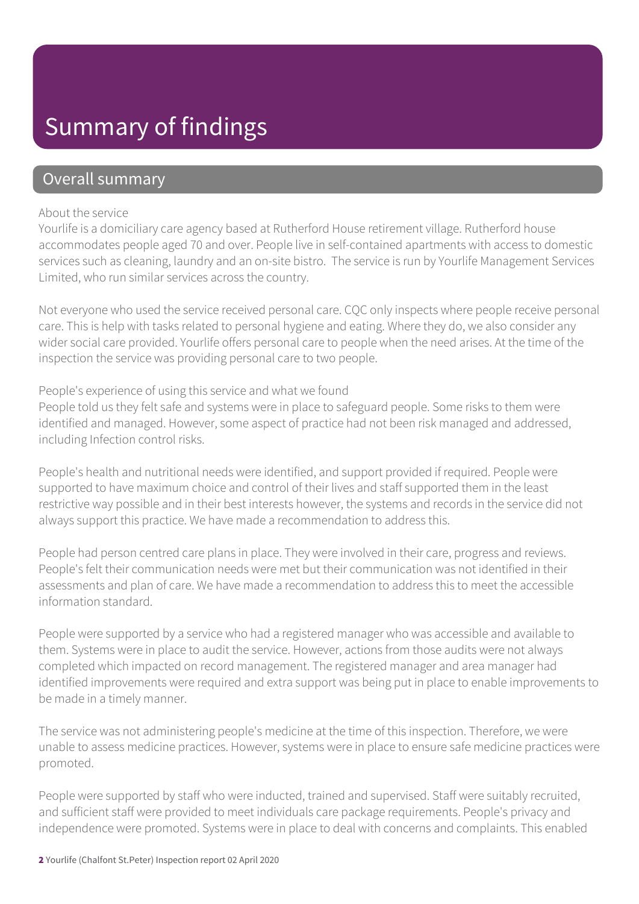# Summary of findings

## Overall summary

About the service

Yourlife is a domiciliary care agency based at Rutherford House retirement village. Rutherford house accommodates people aged 70 and over. People live in self-contained apartments with access to domestic services such as cleaning, laundry and an on-site bistro. The service is run by Yourlife Management Services Limited, who run similar services across the country.

Not everyone who used the service received personal care. CQC only inspects where people receive personal care. This is help with tasks related to personal hygiene and eating. Where they do, we also consider any wider social care provided. Yourlife offers personal care to people when the need arises. At the time of the inspection the service was providing personal care to two people.

People's experience of using this service and what we found

People told us they felt safe and systems were in place to safeguard people. Some risks to them were identified and managed. However, some aspect of practice had not been risk managed and addressed, including Infection control risks.

People's health and nutritional needs were identified, and support provided if required. People were supported to have maximum choice and control of their lives and staff supported them in the least restrictive way possible and in their best interests however, the systems and records in the service did not always support this practice. We have made a recommendation to address this.

People had person centred care plans in place. They were involved in their care, progress and reviews. People's felt their communication needs were met but their communication was not identified in their assessments and plan of care. We have made a recommendation to address this to meet the accessible information standard.

People were supported by a service who had a registered manager who was accessible and available to them. Systems were in place to audit the service. However, actions from those audits were not always completed which impacted on record management. The registered manager and area manager had identified improvements were required and extra support was being put in place to enable improvements to be made in a timely manner.

The service was not administering people's medicine at the time of this inspection. Therefore, we were unable to assess medicine practices. However, systems were in place to ensure safe medicine practices were promoted.

People were supported by staff who were inducted, trained and supervised. Staff were suitably recruited, and sufficient staff were provided to meet individuals care package requirements. People's privacy and independence were promoted. Systems were in place to deal with concerns and complaints. This enabled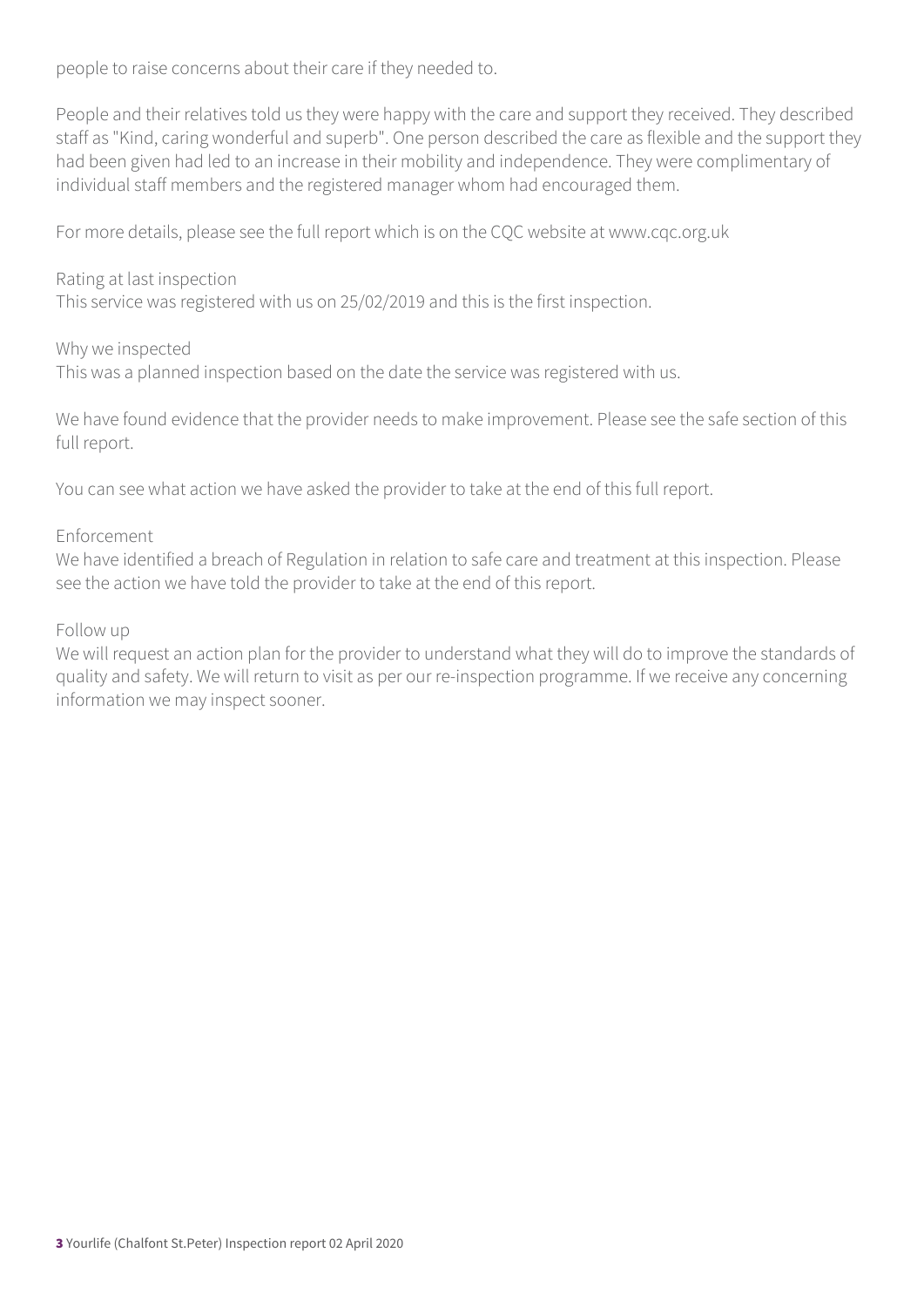people to raise concerns about their care if they needed to.

People and their relatives told us they were happy with the care and support they received. They described staff as "Kind, caring wonderful and superb". One person described the care as flexible and the support they had been given had led to an increase in their mobility and independence. They were complimentary of individual staff members and the registered manager whom had encouraged them.

For more details, please see the full report which is on the CQC website at www.cqc.org.uk

Rating at last inspection
This service was registered with us on 25/02/2019 and this is the first inspection.

Why we inspected
This was a planned inspection based on the date the service was registered with us.

We have found evidence that the provider needs to make improvement. Please see the safe section of this full report.

You can see what action we have asked the provider to take at the end of this full report.

Enforcement
We have identified a breach of Regulation in relation to safe care and treatment at this inspection. Please see the action we have told the provider to take at the end of this report.

Follow up
We will request an action plan for the provider to understand what they will do to improve the standards of quality and safety. We will return to visit as per our re-inspection programme. If we receive any concerning information we may inspect sooner.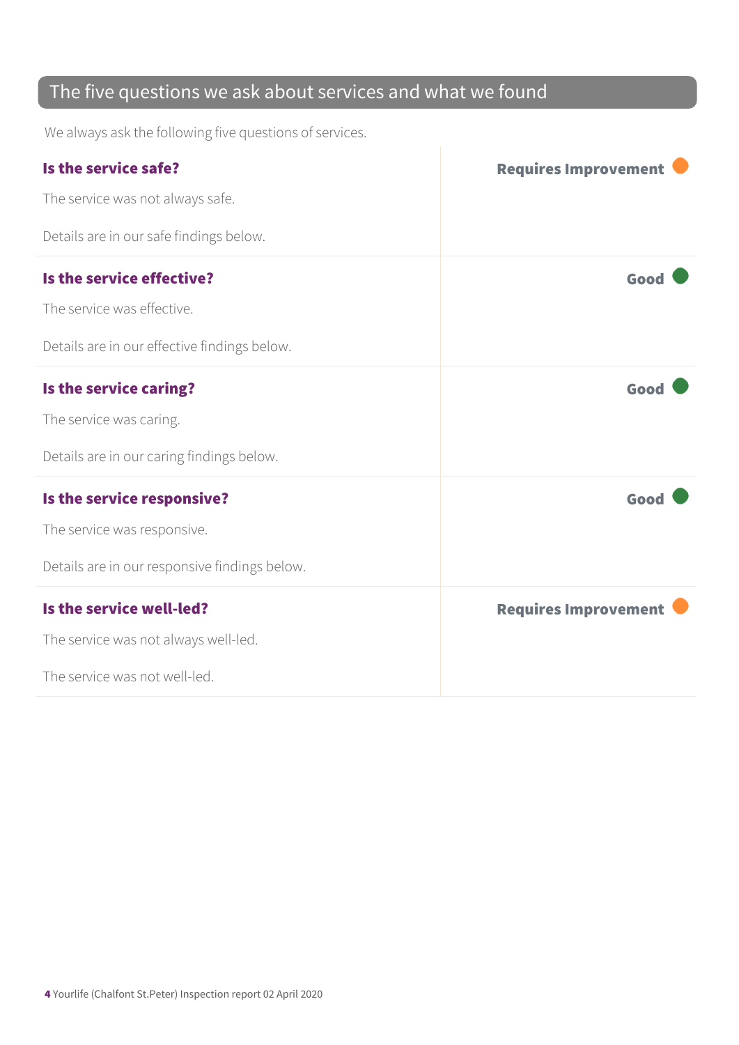## The five questions we ask about services and what we found

We always ask the following five questions of services.

| | |
|---|---|
| **Is the service safe?**<br><br>The service was not always safe.<br><br>Details are in our safe findings below. | **Requires Improvement** |
| **Is the service effective?**<br><br>The service was effective.<br><br>Details are in our effective findings below. | **Good** |
| **Is the service caring?**<br><br>The service was caring.<br><br>Details are in our caring findings below. | **Good** |
| **Is the service responsive?**<br><br>The service was responsive.<br><br>Details are in our responsive findings below. | **Good** |
| **Is the service well-led?**<br><br>The service was not always well-led.<br><br>The service was not well-led. | **Requires Improvement** |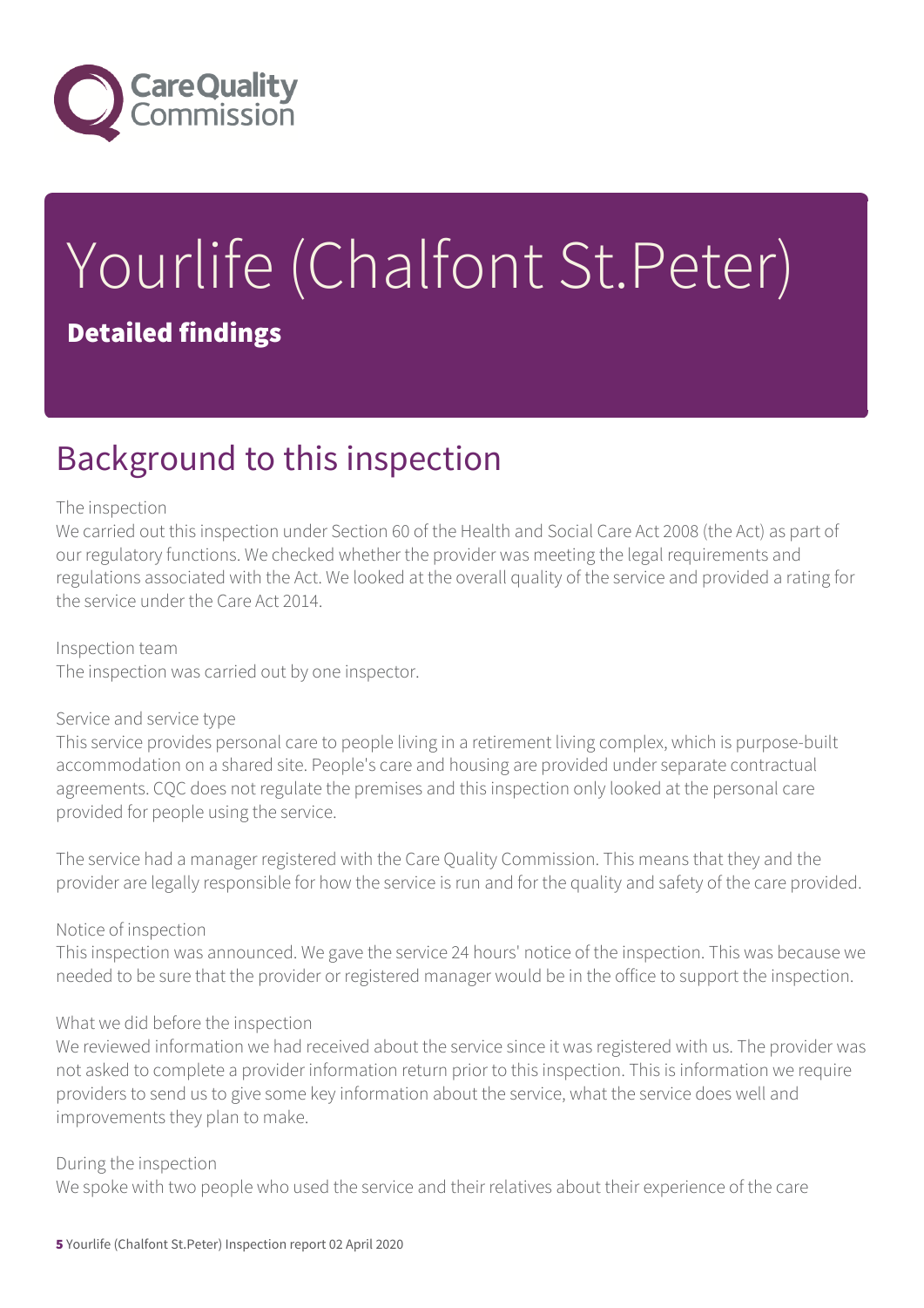# Yourlife (Chalfont St.Peter)

**Detailed findings**

## Background to this inspection

The inspection
We carried out this inspection under Section 60 of the Health and Social Care Act 2008 (the Act) as part of our regulatory functions. We checked whether the provider was meeting the legal requirements and regulations associated with the Act. We looked at the overall quality of the service and provided a rating for the service under the Care Act 2014.

Inspection team
The inspection was carried out by one inspector.

Service and service type
This service provides personal care to people living in a retirement living complex, which is purpose-built accommodation on a shared site. People's care and housing are provided under separate contractual agreements. CQC does not regulate the premises and this inspection only looked at the personal care provided for people using the service.

The service had a manager registered with the Care Quality Commission. This means that they and the provider are legally responsible for how the service is run and for the quality and safety of the care provided.

Notice of inspection
This inspection was announced. We gave the service 24 hours' notice of the inspection. This was because we needed to be sure that the provider or registered manager would be in the office to support the inspection.

What we did before the inspection
We reviewed information we had received about the service since it was registered with us. The provider was not asked to complete a provider information return prior to this inspection. This is information we require providers to send us to give some key information about the service, what the service does well and improvements they plan to make.

During the inspection
We spoke with two people who used the service and their relatives about their experience of the care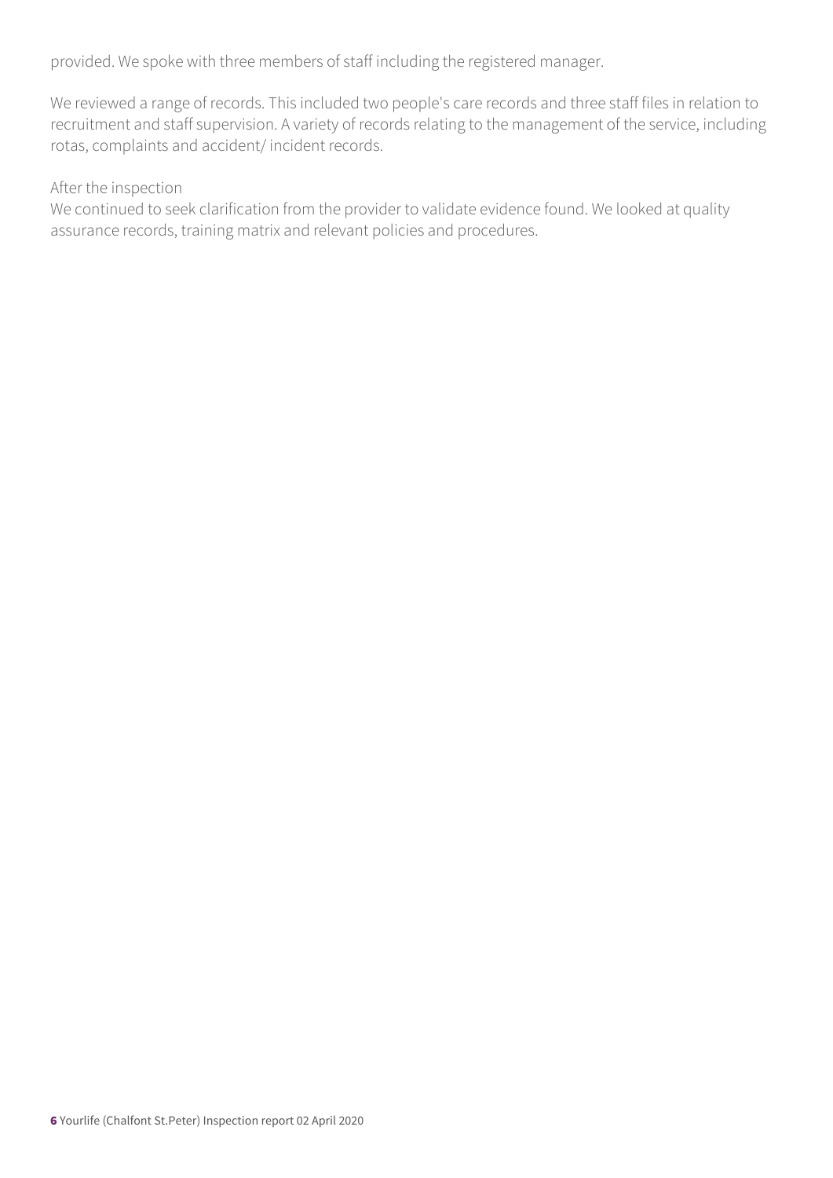provided. We spoke with three members of staff including the registered manager.

We reviewed a range of records. This included two people's care records and three staff files in relation to recruitment and staff supervision. A variety of records relating to the management of the service, including rotas, complaints and accident/ incident records.

After the inspection

We continued to seek clarification from the provider to validate evidence found. We looked at quality assurance records, training matrix and relevant policies and procedures.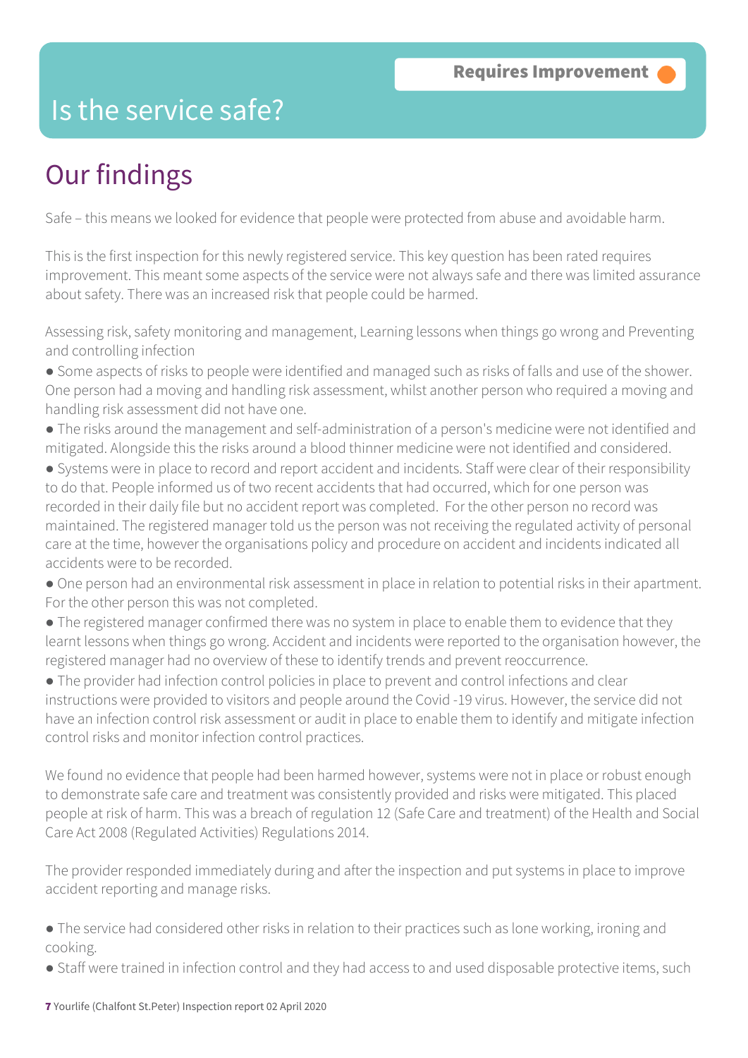# Is the service safe?

**Requires Improvement**

## Our findings

Safe – this means we looked for evidence that people were protected from abuse and avoidable harm.

This is the first inspection for this newly registered service. This key question has been rated requires improvement. This meant some aspects of the service were not always safe and there was limited assurance about safety. There was an increased risk that people could be harmed.

Assessing risk, safety monitoring and management, Learning lessons when things go wrong and Preventing and controlling infection

- Some aspects of risks to people were identified and managed such as risks of falls and use of the shower. One person had a moving and handling risk assessment, whilst another person who required a moving and handling risk assessment did not have one.
- The risks around the management and self-administration of a person's medicine were not identified and mitigated. Alongside this the risks around a blood thinner medicine were not identified and considered.
- Systems were in place to record and report accident and incidents. Staff were clear of their responsibility to do that. People informed us of two recent accidents that had occurred, which for one person was recorded in their daily file but no accident report was completed. For the other person no record was maintained. The registered manager told us the person was not receiving the regulated activity of personal care at the time, however the organisations policy and procedure on accident and incidents indicated all accidents were to be recorded.
- One person had an environmental risk assessment in place in relation to potential risks in their apartment. For the other person this was not completed.
- The registered manager confirmed there was no system in place to enable them to evidence that they learnt lessons when things go wrong. Accident and incidents were reported to the organisation however, the registered manager had no overview of these to identify trends and prevent reoccurrence.
- The provider had infection control policies in place to prevent and control infections and clear instructions were provided to visitors and people around the Covid -19 virus. However, the service did not have an infection control risk assessment or audit in place to enable them to identify and mitigate infection control risks and monitor infection control practices.

We found no evidence that people had been harmed however, systems were not in place or robust enough to demonstrate safe care and treatment was consistently provided and risks were mitigated. This placed people at risk of harm. This was a breach of regulation 12 (Safe Care and treatment) of the Health and Social Care Act 2008 (Regulated Activities) Regulations 2014.

The provider responded immediately during and after the inspection and put systems in place to improve accident reporting and manage risks.

- The service had considered other risks in relation to their practices such as lone working, ironing and cooking.
- Staff were trained in infection control and they had access to and used disposable protective items, such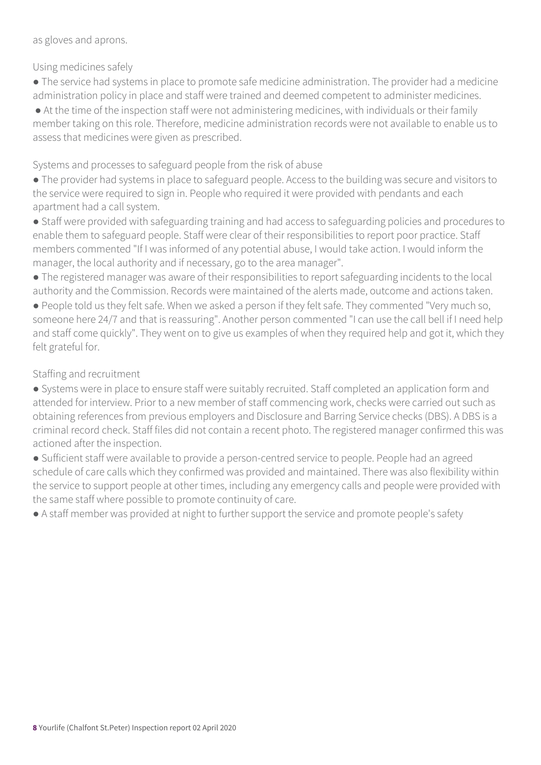as gloves and aprons.

### Using medicines safely

- The service had systems in place to promote safe medicine administration. The provider had a medicine administration policy in place and staff were trained and deemed competent to administer medicines.
- At the time of the inspection staff were not administering medicines, with individuals or their family member taking on this role. Therefore, medicine administration records were not available to enable us to assess that medicines were given as prescribed.

### Systems and processes to safeguard people from the risk of abuse

- The provider had systems in place to safeguard people. Access to the building was secure and visitors to the service were required to sign in. People who required it were provided with pendants and each apartment had a call system.
- Staff were provided with safeguarding training and had access to safeguarding policies and procedures to enable them to safeguard people. Staff were clear of their responsibilities to report poor practice. Staff members commented "If I was informed of any potential abuse, I would take action. I would inform the manager, the local authority and if necessary, go to the area manager".
- The registered manager was aware of their responsibilities to report safeguarding incidents to the local authority and the Commission. Records were maintained of the alerts made, outcome and actions taken.
- People told us they felt safe. When we asked a person if they felt safe. They commented "Very much so, someone here 24/7 and that is reassuring". Another person commented "I can use the call bell if I need help and staff come quickly". They went on to give us examples of when they required help and got it, which they felt grateful for.

### Staffing and recruitment

- Systems were in place to ensure staff were suitably recruited. Staff completed an application form and attended for interview. Prior to a new member of staff commencing work, checks were carried out such as obtaining references from previous employers and Disclosure and Barring Service checks (DBS). A DBS is a criminal record check. Staff files did not contain a recent photo. The registered manager confirmed this was actioned after the inspection.
- Sufficient staff were available to provide a person-centred service to people. People had an agreed schedule of care calls which they confirmed was provided and maintained. There was also flexibility within the service to support people at other times, including any emergency calls and people were provided with the same staff where possible to promote continuity of care.
- A staff member was provided at night to further support the service and promote people's safety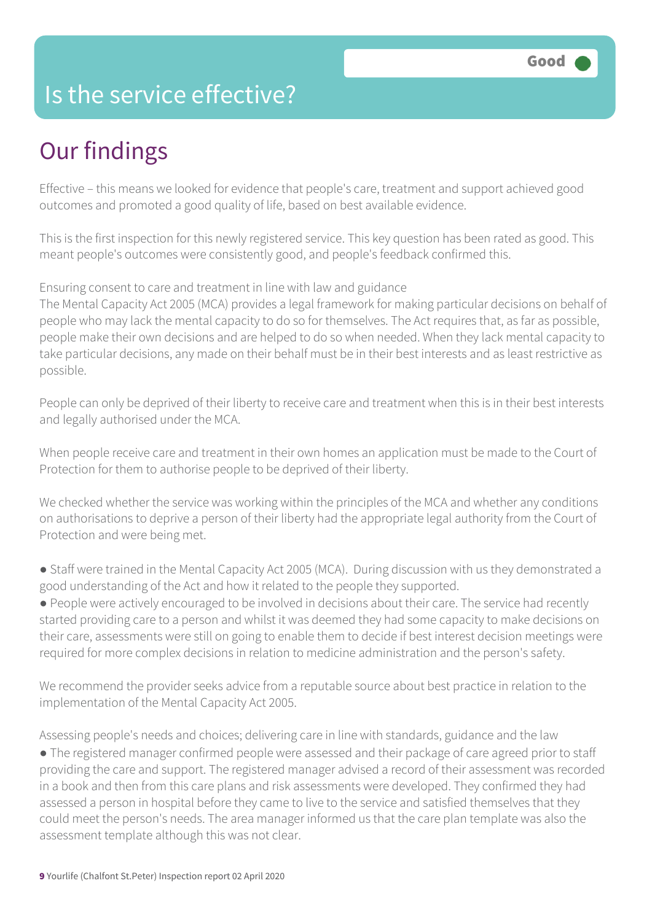# Is the service effective?

Good

## Our findings

Effective – this means we looked for evidence that people's care, treatment and support achieved good outcomes and promoted a good quality of life, based on best available evidence.

This is the first inspection for this newly registered service. This key question has been rated as good. This meant people's outcomes were consistently good, and people's feedback confirmed this.

Ensuring consent to care and treatment in line with law and guidance
The Mental Capacity Act 2005 (MCA) provides a legal framework for making particular decisions on behalf of people who may lack the mental capacity to do so for themselves. The Act requires that, as far as possible, people make their own decisions and are helped to do so when needed. When they lack mental capacity to take particular decisions, any made on their behalf must be in their best interests and as least restrictive as possible.

People can only be deprived of their liberty to receive care and treatment when this is in their best interests and legally authorised under the MCA.

When people receive care and treatment in their own homes an application must be made to the Court of Protection for them to authorise people to be deprived of their liberty.

We checked whether the service was working within the principles of the MCA and whether any conditions on authorisations to deprive a person of their liberty had the appropriate legal authority from the Court of Protection and were being met.

- Staff were trained in the Mental Capacity Act 2005 (MCA). During discussion with us they demonstrated a good understanding of the Act and how it related to the people they supported.
- People were actively encouraged to be involved in decisions about their care. The service had recently started providing care to a person and whilst it was deemed they had some capacity to make decisions on their care, assessments were still on going to enable them to decide if best interest decision meetings were required for more complex decisions in relation to medicine administration and the person's safety.

We recommend the provider seeks advice from a reputable source about best practice in relation to the implementation of the Mental Capacity Act 2005.

Assessing people's needs and choices; delivering care in line with standards, guidance and the law
- The registered manager confirmed people were assessed and their package of care agreed prior to staff providing the care and support. The registered manager advised a record of their assessment was recorded in a book and then from this care plans and risk assessments were developed. They confirmed they had assessed a person in hospital before they came to live to the service and satisfied themselves that they could meet the person's needs. The area manager informed us that the care plan template was also the assessment template although this was not clear.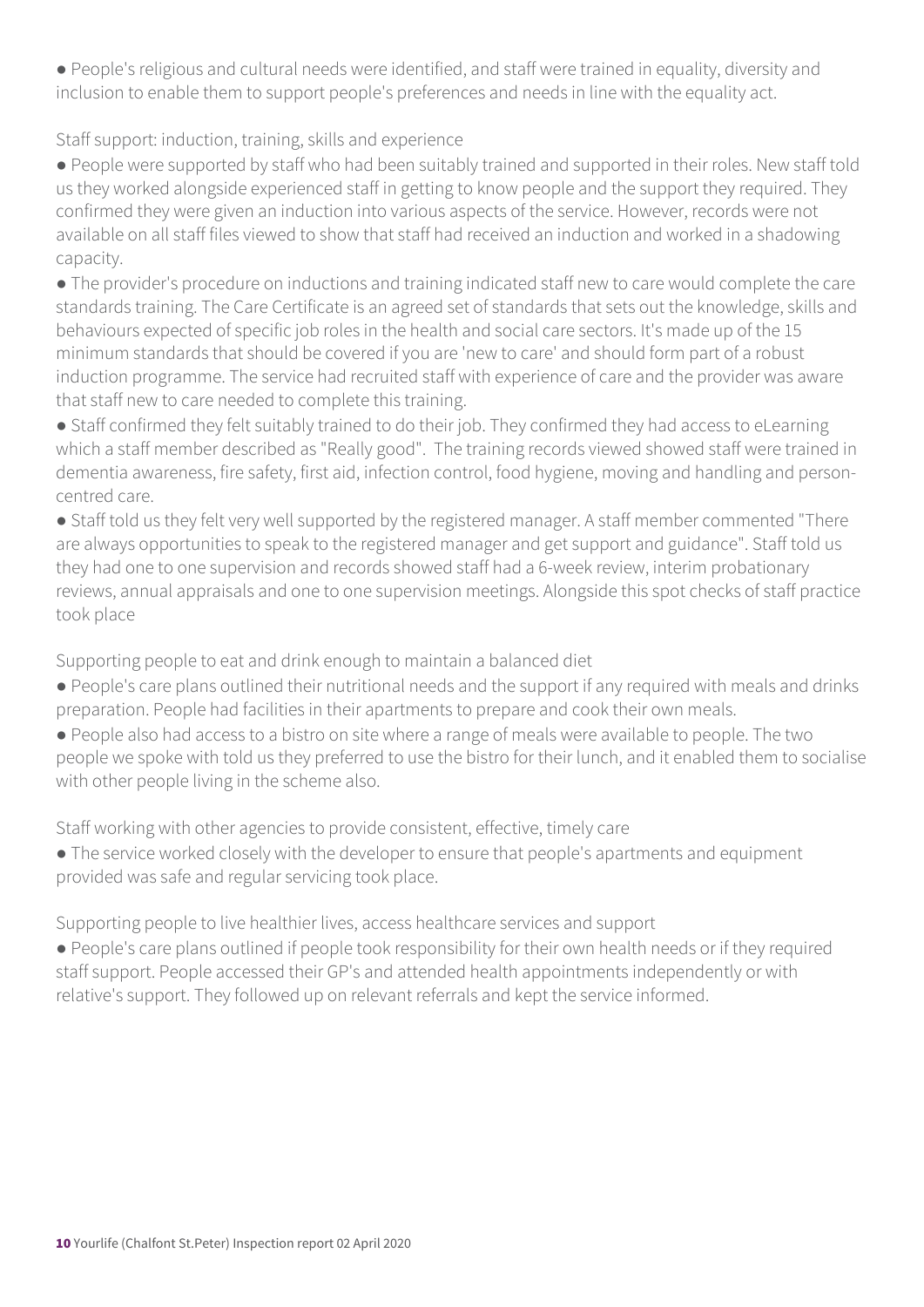- People's religious and cultural needs were identified, and staff were trained in equality, diversity and inclusion to enable them to support people's preferences and needs in line with the equality act.

Staff support: induction, training, skills and experience

- People were supported by staff who had been suitably trained and supported in their roles. New staff told us they worked alongside experienced staff in getting to know people and the support they required. They confirmed they were given an induction into various aspects of the service. However, records were not available on all staff files viewed to show that staff had received an induction and worked in a shadowing capacity.
- The provider's procedure on inductions and training indicated staff new to care would complete the care standards training. The Care Certificate is an agreed set of standards that sets out the knowledge, skills and behaviours expected of specific job roles in the health and social care sectors. It's made up of the 15 minimum standards that should be covered if you are 'new to care' and should form part of a robust induction programme. The service had recruited staff with experience of care and the provider was aware that staff new to care needed to complete this training.
- Staff confirmed they felt suitably trained to do their job. They confirmed they had access to eLearning which a staff member described as "Really good". The training records viewed showed staff were trained in dementia awareness, fire safety, first aid, infection control, food hygiene, moving and handling and person-centred care.
- Staff told us they felt very well supported by the registered manager. A staff member commented "There are always opportunities to speak to the registered manager and get support and guidance". Staff told us they had one to one supervision and records showed staff had a 6-week review, interim probationary reviews, annual appraisals and one to one supervision meetings. Alongside this spot checks of staff practice took place

Supporting people to eat and drink enough to maintain a balanced diet

- People's care plans outlined their nutritional needs and the support if any required with meals and drinks preparation. People had facilities in their apartments to prepare and cook their own meals.
- People also had access to a bistro on site where a range of meals were available to people. The two people we spoke with told us they preferred to use the bistro for their lunch, and it enabled them to socialise with other people living in the scheme also.

Staff working with other agencies to provide consistent, effective, timely care

- The service worked closely with the developer to ensure that people's apartments and equipment provided was safe and regular servicing took place.

Supporting people to live healthier lives, access healthcare services and support

- People's care plans outlined if people took responsibility for their own health needs or if they required staff support. People accessed their GP's and attended health appointments independently or with relative's support. They followed up on relevant referrals and kept the service informed.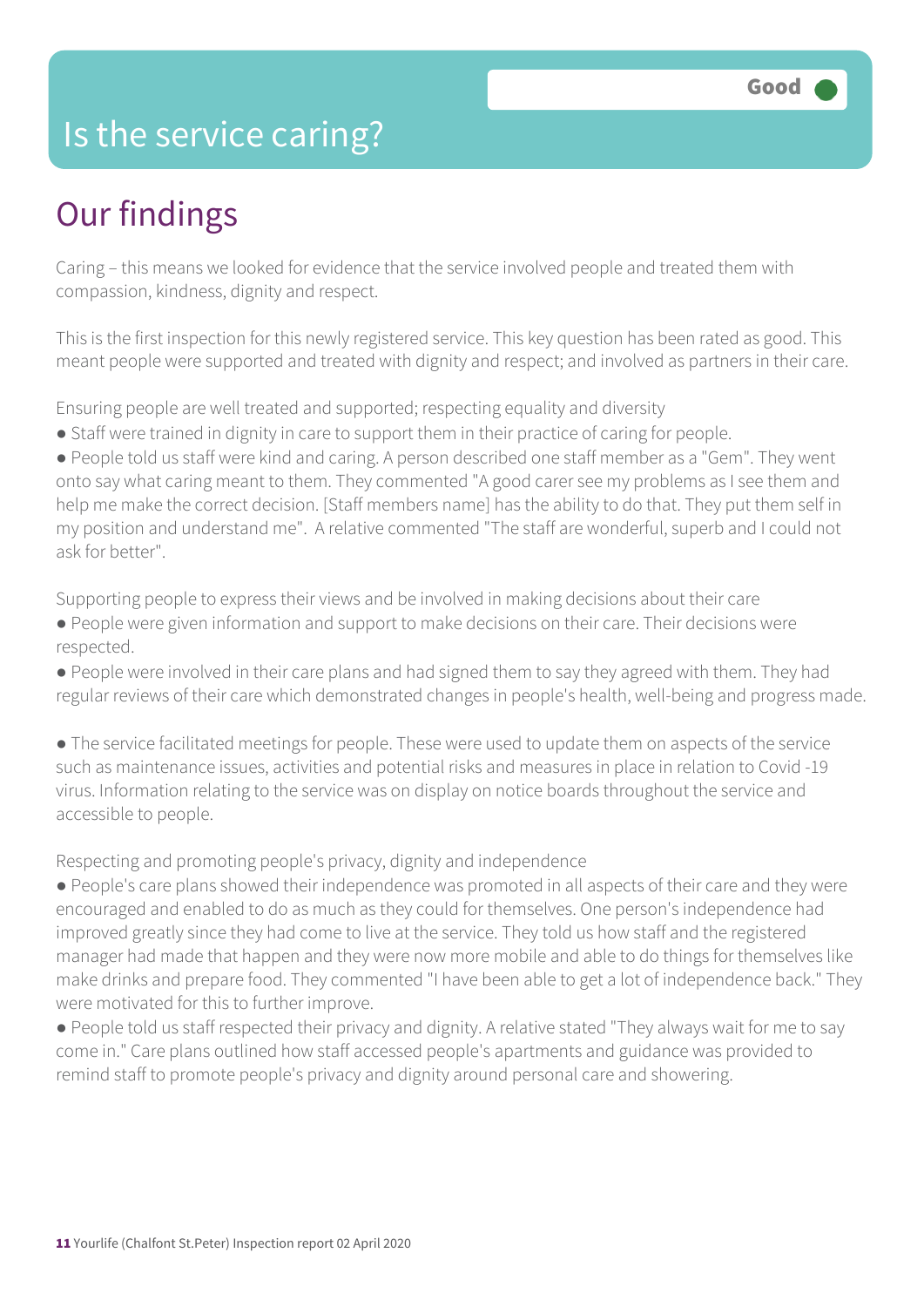# Is the service caring?

Good

## Our findings

Caring – this means we looked for evidence that the service involved people and treated them with compassion, kindness, dignity and respect.

This is the first inspection for this newly registered service. This key question has been rated as good. This meant people were supported and treated with dignity and respect; and involved as partners in their care.

Ensuring people are well treated and supported; respecting equality and diversity

- Staff were trained in dignity in care to support them in their practice of caring for people.
- People told us staff were kind and caring. A person described one staff member as a "Gem". They went onto say what caring meant to them. They commented "A good carer see my problems as I see them and help me make the correct decision. [Staff members name] has the ability to do that. They put them self in my position and understand me". A relative commented "The staff are wonderful, superb and I could not ask for better".

Supporting people to express their views and be involved in making decisions about their care

- People were given information and support to make decisions on their care. Their decisions were respected.
- People were involved in their care plans and had signed them to say they agreed with them. They had regular reviews of their care which demonstrated changes in people's health, well-being and progress made.
- The service facilitated meetings for people. These were used to update them on aspects of the service such as maintenance issues, activities and potential risks and measures in place in relation to Covid -19 virus. Information relating to the service was on display on notice boards throughout the service and accessible to people.

Respecting and promoting people's privacy, dignity and independence

- People's care plans showed their independence was promoted in all aspects of their care and they were encouraged and enabled to do as much as they could for themselves. One person's independence had improved greatly since they had come to live at the service. They told us how staff and the registered manager had made that happen and they were now more mobile and able to do things for themselves like make drinks and prepare food. They commented "I have been able to get a lot of independence back." They were motivated for this to further improve.
- People told us staff respected their privacy and dignity. A relative stated "They always wait for me to say come in." Care plans outlined how staff accessed people's apartments and guidance was provided to remind staff to promote people's privacy and dignity around personal care and showering.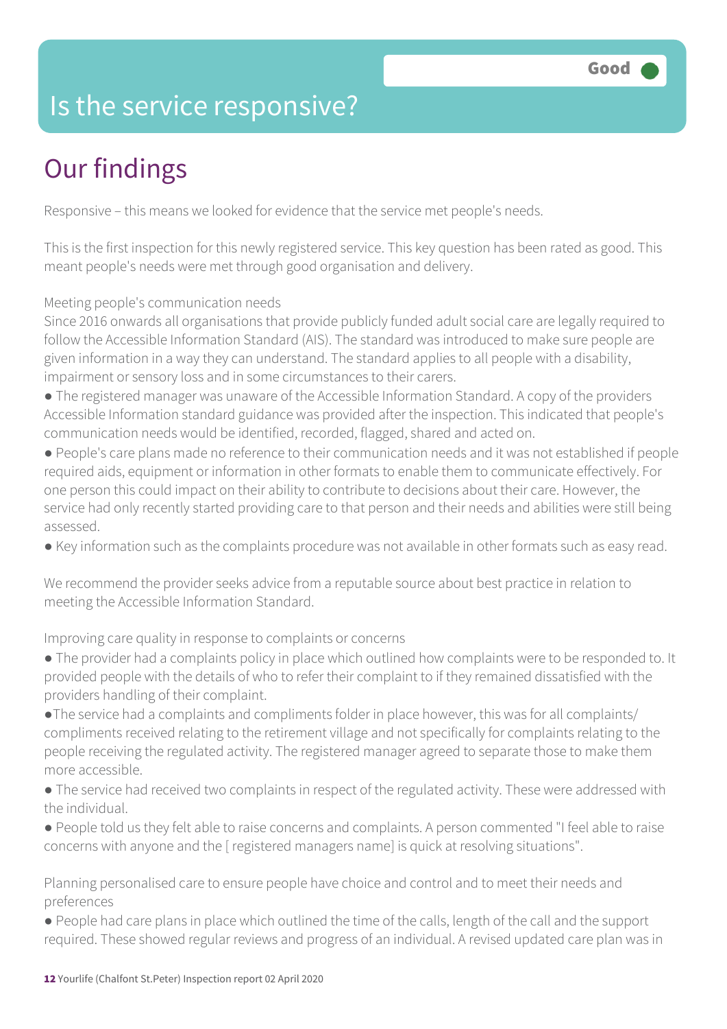# Is the service responsive?

**Good**

## Our findings

Responsive – this means we looked for evidence that the service met people's needs.

This is the first inspection for this newly registered service. This key question has been rated as good. This meant people's needs were met through good organisation and delivery.

Meeting people's communication needs
Since 2016 onwards all organisations that provide publicly funded adult social care are legally required to follow the Accessible Information Standard (AIS). The standard was introduced to make sure people are given information in a way they can understand. The standard applies to all people with a disability, impairment or sensory loss and in some circumstances to their carers.

- The registered manager was unaware of the Accessible Information Standard. A copy of the providers Accessible Information standard guidance was provided after the inspection. This indicated that people's communication needs would be identified, recorded, flagged, shared and acted on.
- People's care plans made no reference to their communication needs and it was not established if people required aids, equipment or information in other formats to enable them to communicate effectively. For one person this could impact on their ability to contribute to decisions about their care. However, the service had only recently started providing care to that person and their needs and abilities were still being assessed.
- Key information such as the complaints procedure was not available in other formats such as easy read.

We recommend the provider seeks advice from a reputable source about best practice in relation to meeting the Accessible Information Standard.

Improving care quality in response to complaints or concerns

- The provider had a complaints policy in place which outlined how complaints were to be responded to. It provided people with the details of who to refer their complaint to if they remained dissatisfied with the providers handling of their complaint.
- The service had a complaints and compliments folder in place however, this was for all complaints/ compliments received relating to the retirement village and not specifically for complaints relating to the people receiving the regulated activity. The registered manager agreed to separate those to make them more accessible.
- The service had received two complaints in respect of the regulated activity. These were addressed with the individual.
- People told us they felt able to raise concerns and complaints. A person commented "I feel able to raise concerns with anyone and the [ registered managers name] is quick at resolving situations".

Planning personalised care to ensure people have choice and control and to meet their needs and preferences

- People had care plans in place which outlined the time of the calls, length of the call and the support required. These showed regular reviews and progress of an individual. A revised updated care plan was in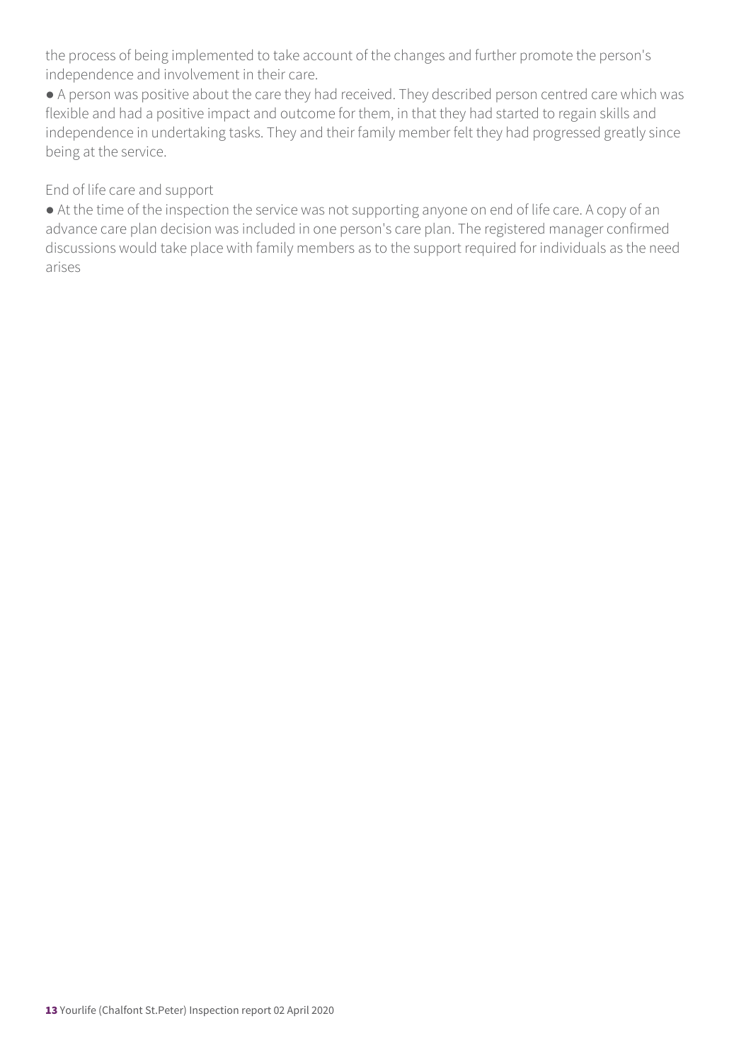the process of being implemented to take account of the changes and further promote the person's independence and involvement in their care.

- A person was positive about the care they had received. They described person centred care which was flexible and had a positive impact and outcome for them, in that they had started to regain skills and independence in undertaking tasks. They and their family member felt they had progressed greatly since being at the service.

End of life care and support

- At the time of the inspection the service was not supporting anyone on end of life care. A copy of an advance care plan decision was included in one person's care plan. The registered manager confirmed discussions would take place with family members as to the support required for individuals as the need arises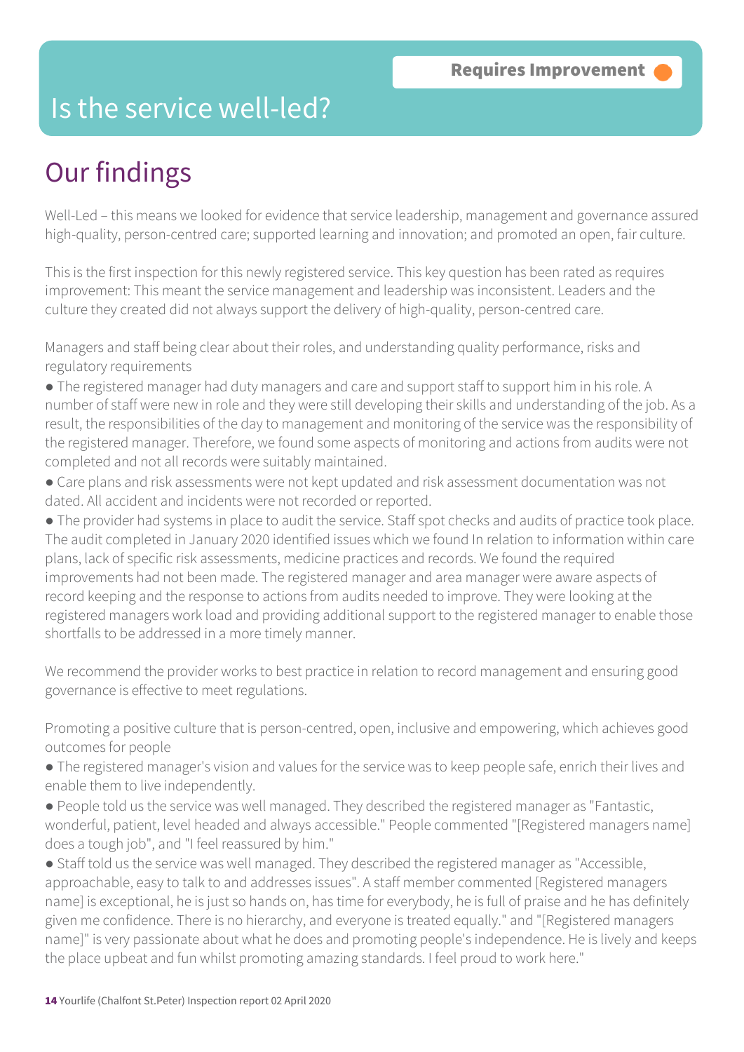Requires Improvement

# Is the service well-led?

## Our findings

Well-Led – this means we looked for evidence that service leadership, management and governance assured high-quality, person-centred care; supported learning and innovation; and promoted an open, fair culture.

This is the first inspection for this newly registered service. This key question has been rated as requires improvement: This meant the service management and leadership was inconsistent. Leaders and the culture they created did not always support the delivery of high-quality, person-centred care.

Managers and staff being clear about their roles, and understanding quality performance, risks and regulatory requirements

- The registered manager had duty managers and care and support staff to support him in his role. A number of staff were new in role and they were still developing their skills and understanding of the job. As a result, the responsibilities of the day to management and monitoring of the service was the responsibility of the registered manager. Therefore, we found some aspects of monitoring and actions from audits were not completed and not all records were suitably maintained.
- Care plans and risk assessments were not kept updated and risk assessment documentation was not dated. All accident and incidents were not recorded or reported.
- The provider had systems in place to audit the service. Staff spot checks and audits of practice took place. The audit completed in January 2020 identified issues which we found In relation to information within care plans, lack of specific risk assessments, medicine practices and records. We found the required improvements had not been made. The registered manager and area manager were aware aspects of record keeping and the response to actions from audits needed to improve. They were looking at the registered managers work load and providing additional support to the registered manager to enable those shortfalls to be addressed in a more timely manner.

We recommend the provider works to best practice in relation to record management and ensuring good governance is effective to meet regulations.

Promoting a positive culture that is person-centred, open, inclusive and empowering, which achieves good outcomes for people

- The registered manager's vision and values for the service was to keep people safe, enrich their lives and enable them to live independently.
- People told us the service was well managed. They described the registered manager as "Fantastic, wonderful, patient, level headed and always accessible." People commented "[Registered managers name] does a tough job", and "I feel reassured by him."
- Staff told us the service was well managed. They described the registered manager as "Accessible, approachable, easy to talk to and addresses issues". A staff member commented [Registered managers name] is exceptional, he is just so hands on, has time for everybody, he is full of praise and he has definitely given me confidence. There is no hierarchy, and everyone is treated equally." and "[Registered managers name]" is very passionate about what he does and promoting people's independence. He is lively and keeps the place upbeat and fun whilst promoting amazing standards. I feel proud to work here."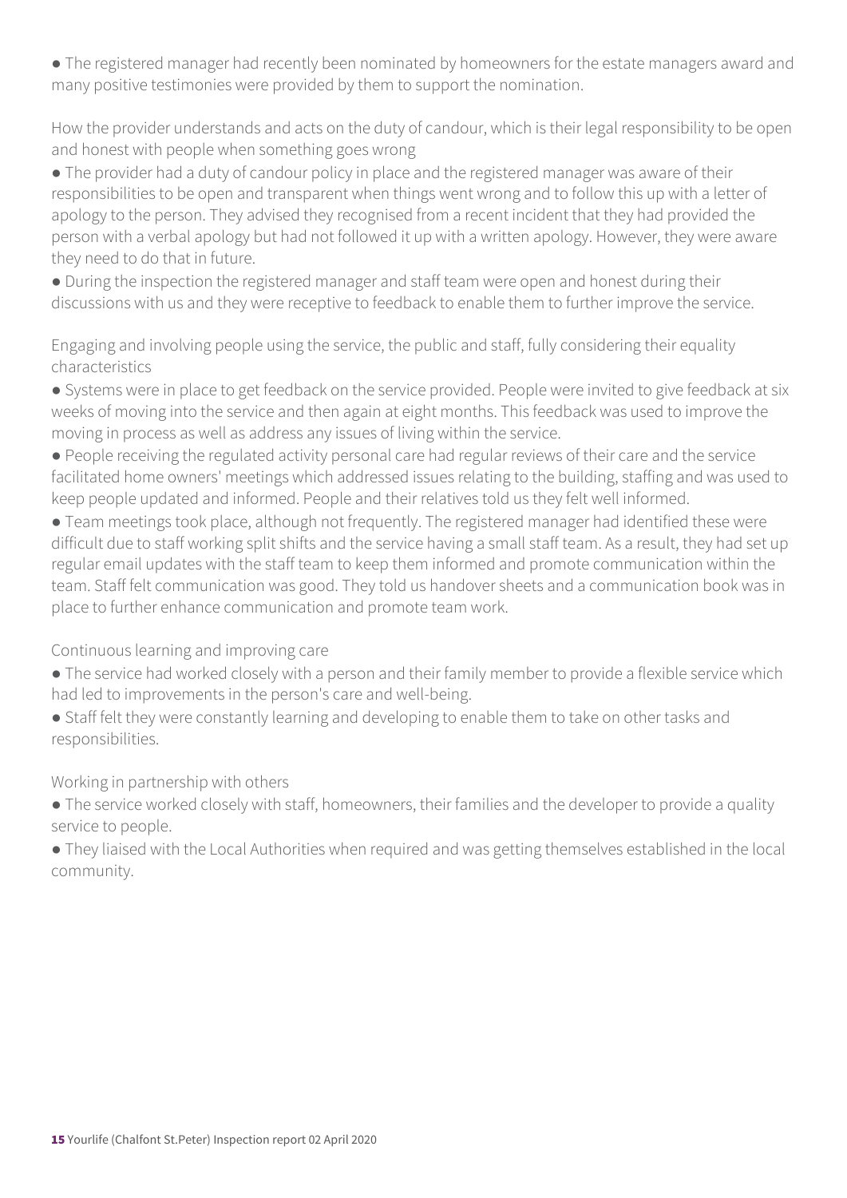- The registered manager had recently been nominated by homeowners for the estate managers award and many positive testimonies were provided by them to support the nomination.

How the provider understands and acts on the duty of candour, which is their legal responsibility to be open and honest with people when something goes wrong

- The provider had a duty of candour policy in place and the registered manager was aware of their responsibilities to be open and transparent when things went wrong and to follow this up with a letter of apology to the person. They advised they recognised from a recent incident that they had provided the person with a verbal apology but had not followed it up with a written apology. However, they were aware they need to do that in future.
- During the inspection the registered manager and staff team were open and honest during their discussions with us and they were receptive to feedback to enable them to further improve the service.

Engaging and involving people using the service, the public and staff, fully considering their equality characteristics

- Systems were in place to get feedback on the service provided. People were invited to give feedback at six weeks of moving into the service and then again at eight months. This feedback was used to improve the moving in process as well as address any issues of living within the service.
- People receiving the regulated activity personal care had regular reviews of their care and the service facilitated home owners' meetings which addressed issues relating to the building, staffing and was used to keep people updated and informed. People and their relatives told us they felt well informed.
- Team meetings took place, although not frequently. The registered manager had identified these were difficult due to staff working split shifts and the service having a small staff team. As a result, they had set up regular email updates with the staff team to keep them informed and promote communication within the team. Staff felt communication was good. They told us handover sheets and a communication book was in place to further enhance communication and promote team work.

Continuous learning and improving care

- The service had worked closely with a person and their family member to provide a flexible service which had led to improvements in the person's care and well-being.
- Staff felt they were constantly learning and developing to enable them to take on other tasks and responsibilities.

Working in partnership with others

- The service worked closely with staff, homeowners, their families and the developer to provide a quality service to people.
- They liaised with the Local Authorities when required and was getting themselves established in the local community.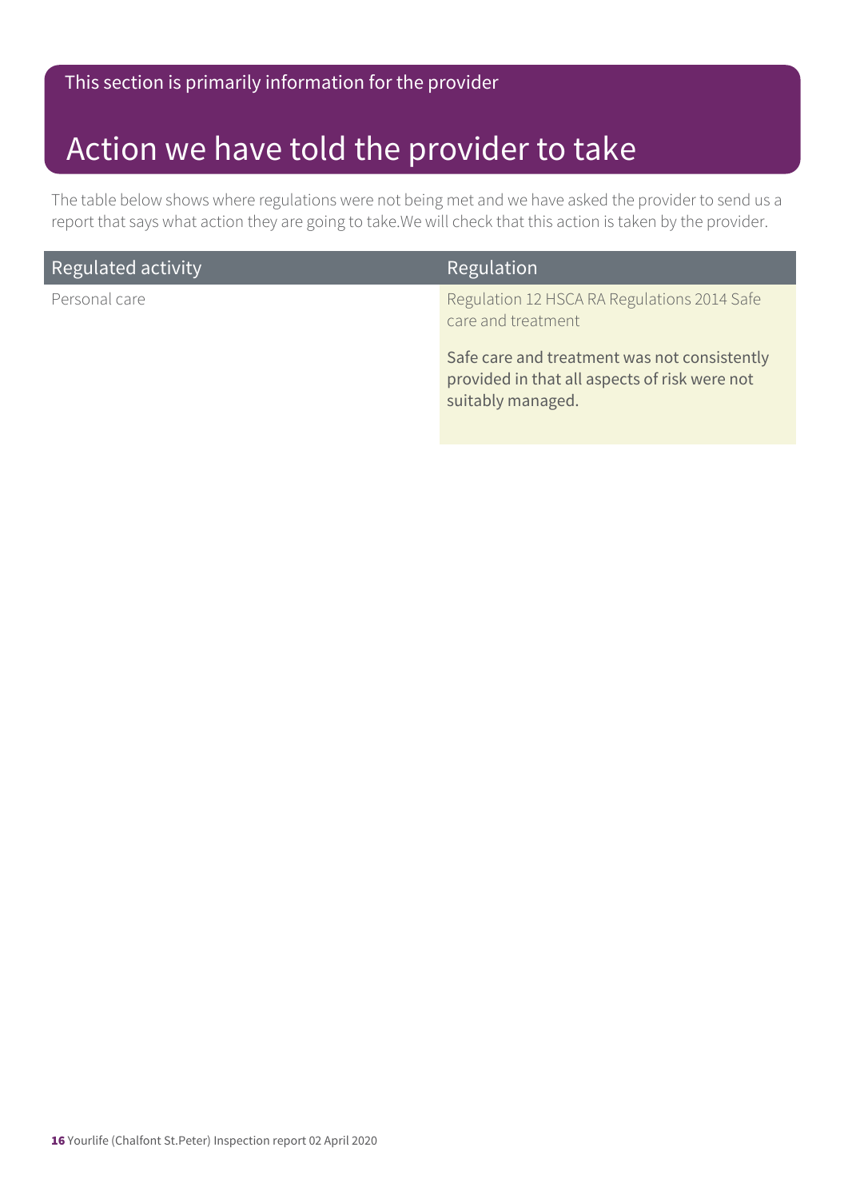This section is primarily information for the provider

# Action we have told the provider to take

The table below shows where regulations were not being met and we have asked the provider to send us a report that says what action they are going to take.We will check that this action is taken by the provider.

| Regulated activity | Regulation |
|---|---|
| Personal care | Regulation 12 HSCA RA Regulations 2014 Safe care and treatment<br><br>Safe care and treatment was not consistently provided in that all aspects of risk were not suitably managed. |